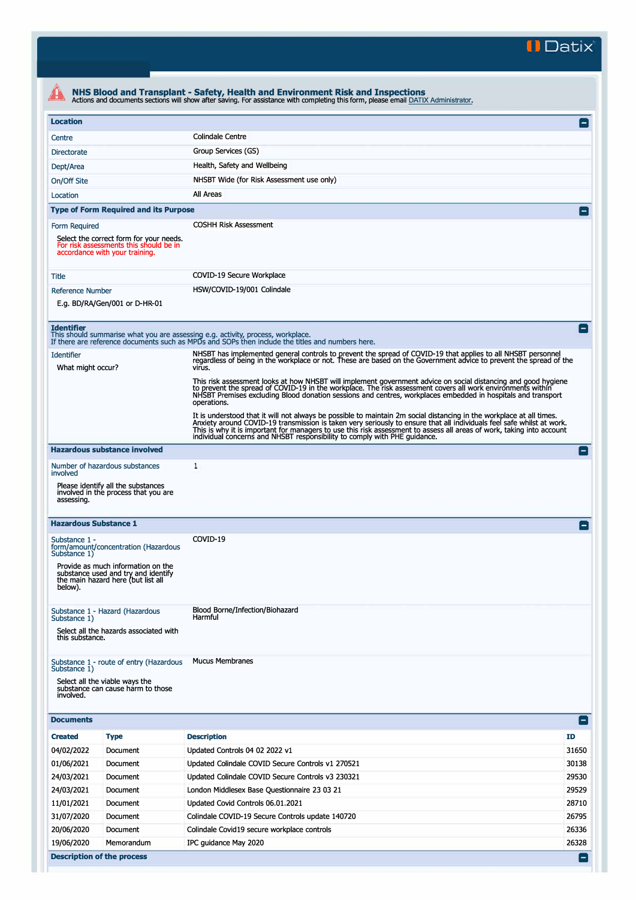Datix

# NHS Blood and Transplant - Safety, Health and Environment Risk and Inspections

Actions and documents sections will show after saving. For assistance with completing this form, please email DATIX Administrator.

## Location

| | |
|---|---|
| Centre | Colindale Centre |
| Directorate | Group Services (GS) |
| Dept/Area | Health, Safety and Wellbeing |
| On/Off Site | NHSBT Wide (for Risk Assessment use only) |
| Location | All Areas |

## Type of Form Required and its Purpose

| | |
|---|---|
| Form Required<br><br>Select the correct form for your needs. For risk assessments this should be in accordance with your training. | COSHH Risk Assessment |
| Title | COVID-19 Secure Workplace |
| Reference Number<br><br>E.g. BD/RA/Gen/001 or D-HR-01 | HSW/COVID-19/001 Colindale |

## Identifier

This should summarise what you are assessing e.g. activity, process, workplace.
If there are reference documents such as MPDs and SOPs then include the titles and numbers here.

| | |
|---|---|
| Identifier<br><br>What might occur? | NHSBT has implemented general controls to prevent the spread of COVID-19 that applies to all NHSBT personnel regardless of being in the workplace or not. These are based on the Government advice to prevent the spread of the virus.<br><br>This risk assessment looks at how NHSBT will implement government advice on social distancing and good hygiene to prevent the spread of COVID-19 in the workplace. The risk assessment covers all work environments within NHSBT Premises excluding Blood donation sessions and centres, workplaces embedded in hospitals and transport operations.<br><br>It is understood that it will not always be possible to maintain 2m social distancing in the workplace at all times. Anxiety around COVID-19 transmission is taken very seriously to ensure that all individuals feel safe whilst at work. This is why it is important for managers to use this risk assessment to assess all areas of work, taking into account individual concerns and NHSBT responsibility to comply with PHE guidance. |

## Hazardous substance involved

| | |
|---|---|
| Number of hazardous substances involved<br><br>Please identify all the substances involved in the process that you are assessing. | 1 |

## Hazardous Substance 1

| | |
|---|---|
| Substance 1 - form/amount/concentration (Hazardous Substance 1)<br><br>Provide as much information on the substance used and try and identify the main hazard here (but list all below). | COVID-19 |
| Substance 1 - Hazard (Hazardous Substance 1)<br><br>Select all the hazards associated with this substance. | Blood Borne/Infection/Biohazard<br>Harmful |
| Substance 1 - route of entry (Hazardous Substance 1)<br><br>Select all the viable ways the substance can cause harm to those involved. | Mucus Membranes |

## Documents

| Created | Type | Description | ID |
|---|---|---|---|
| 04/02/2022 | Document | Updated Controls 04 02 2022 v1 | 31650 |
| 01/06/2021 | Document | Updated Colindale COVID Secure Controls v1 270521 | 30138 |
| 24/03/2021 | Document | Updated Colindale COVID Secure Controls v3 230321 | 29530 |
| 24/03/2021 | Document | London Middlesex Base Questionnaire 23 03 21 | 29529 |
| 11/01/2021 | Document | Updated Covid Controls 06.01.2021 | 28710 |
| 31/07/2020 | Document | Colindale COVID-19 Secure Controls update 140720 | 26795 |
| 20/06/2020 | Document | Colindale Covid19 secure workplace controls | 26336 |
| 19/06/2020 | Memorandum | IPC guidance May 2020 | 26328 |

## Description of the process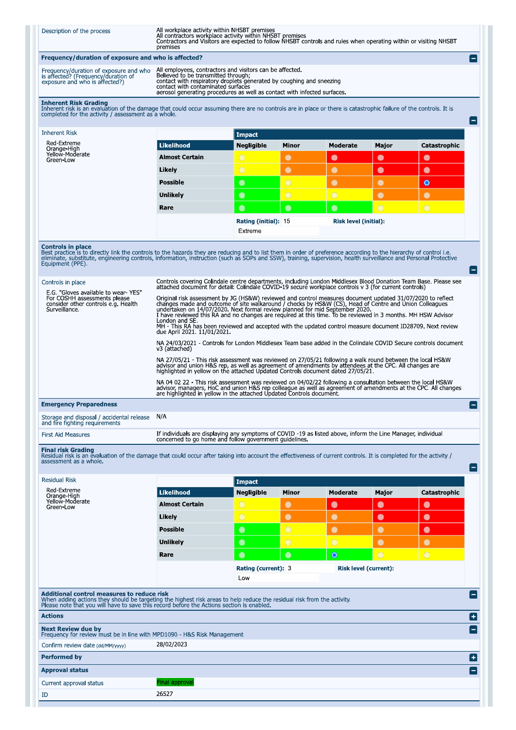| | |
|---|---|
| Description of the process | All workplace activity within NHSBT premises<br>All contractors workplace activity within NHSBT premises<br>Contractors and Visitors are expected to follow NHSBT controls and rules when operating within or visiting NHSBT premises |

## Frequency/duration of exposure and who is affected?

| | |
|---|---|
| Frequency/duration of exposure and who is affected? (Frequency/duration of exposure and who is affected?) | All employees, contractors and visitors can be affected.<br>Believed to be transmitted through;<br>contact with respiratory droplets generated by coughing and sneezing<br>contact with contaminated surfaces<br>aerosol generating procedures as well as contact with infected surfaces. |

## Inherent Risk Grading

Inherent risk is an evaluation of the damage that could occur assuming there are no controls are in place or there is catastrophic failure of the controls. It is completed for the activity / assessment as a whole.

Inherent Risk

Red-Extreme
Orange-High
Yellow-Moderate
Green-Low

| Likelihood | Impact: Negligible | Minor | Moderate | Major | Catastrophic |
|---|---|---|---|---|---|
| Almost Certain | Yellow | Orange | Red | Red | Red |
| Likely | Yellow | Orange | Orange | Red | Red |
| Possible | Green | Yellow | Orange | Orange | Red (selected) |
| Unlikely | Green | Yellow | Yellow | Orange | Orange |
| Rare | Green | Green | Green | Yellow | Yellow |

**Rating (initial):** 15 **Risk level (initial):** Extreme

## Controls in place

Best practice is to directly link the controls to the hazards they are reducing and to list them in order of preference according to the hierarchy of control i.e. eliminate, substitute, engineering controls, information, instruction (such as SOPs and SSW), training, supervision, health surveillance and Personal Protective Equipment (PPE).

Controls in place

E.G. "Gloves available to wear- YES"
For COSHH assessments please consider other controls e.g. Health Surveillance.

Controls covering Colindale centre departments, including London Middlesex Blood Donation Team Base. Please see attached document for detail: Colindale COVID-19 secure workplace controls v 3 (for current controls)

Original risk assessment by JG (HS&W) reviewed and control measures document updated 31/07/2020 to reflect changes made and outcome of site walkaround / checks by HS&W (CS), Head of Centre and Union Colleagues undertaken on 14/07/2020. Next formal review planned for mid September 2020.
I have reviewed this RA and no changes are required at this time. To be reviewed in 3 months. MH HSW Advisor London and SE.
MH - This RA has been reviewed and accepted with the updated control measure document ID28709. Next review due April 2021. 11/01/2021.

NA 24/03/2021 - Controls for London Middlesex Team base added in the Colindale COVID Secure controls document v3 (attached)

NA 27/05/21 - This risk assessment was reviewed on 27/05/21 following a walk round between the local HS&W advisor and union H&S rep, as well as agreement of amendments by attendees at the CPC. All changes are highlighted in yellow on the attached Updated Controls document dated 27/05/21.

NA 04 02 22 - This risk assessment was reviewed on 04/02/22 following a consultation between the local HS&W advisor, managers, HoC and union H&S rep colleague as well as agreement of amendments at the CPC. All changes are highlighted in yellow in the attached Updated Controls document.

## Emergency Preparedness

| | |
|---|---|
| Storage and disposal / accidental release and fire fighting requirements | N/A |
| First Aid Measures | If individuals are displaying any symptoms of COVID -19 as listed above, inform the Line Manager, individual concerned to go home and follow government guidelines. |

## Final risk Grading

Residual risk is an evaluation of the damage that could occur after taking into account the effectiveness of current controls. It is completed for the activity / assessment as a whole.

Residual Risk

Red-Extreme
Orange-High
Yellow-Moderate
Green-Low

| Likelihood | Impact: Negligible | Minor | Moderate | Major | Catastrophic |
|---|---|---|---|---|---|
| Almost Certain | Yellow | Orange | Red | Red | Red |
| Likely | Yellow | Orange | Orange | Red | Red |
| Possible | Green | Yellow | Orange | Orange | Red |
| Unlikely | Green | Yellow | Yellow | Orange | Orange |
| Rare | Green | Green | Green (selected) | Yellow | Yellow |

**Rating (current):** 3 **Risk level (current):** Low

## Additional control measures to reduce risk

When adding actions they should be targeting the highest risk areas to help reduce the residual risk from the activity.
Please note that you will have to save this record before the Actions section is enabled.

## Actions

## Next Review due by

Frequency for review must be in line with MPD1090 - H&S Risk Management

| | |
|---|---|
| Confirm review date (dd/MM/yyyy) | 28/02/2023 |

## Performed by

## Approval status

| | |
|---|---|
| Current approval status | Final approval |
| ID | 26527 |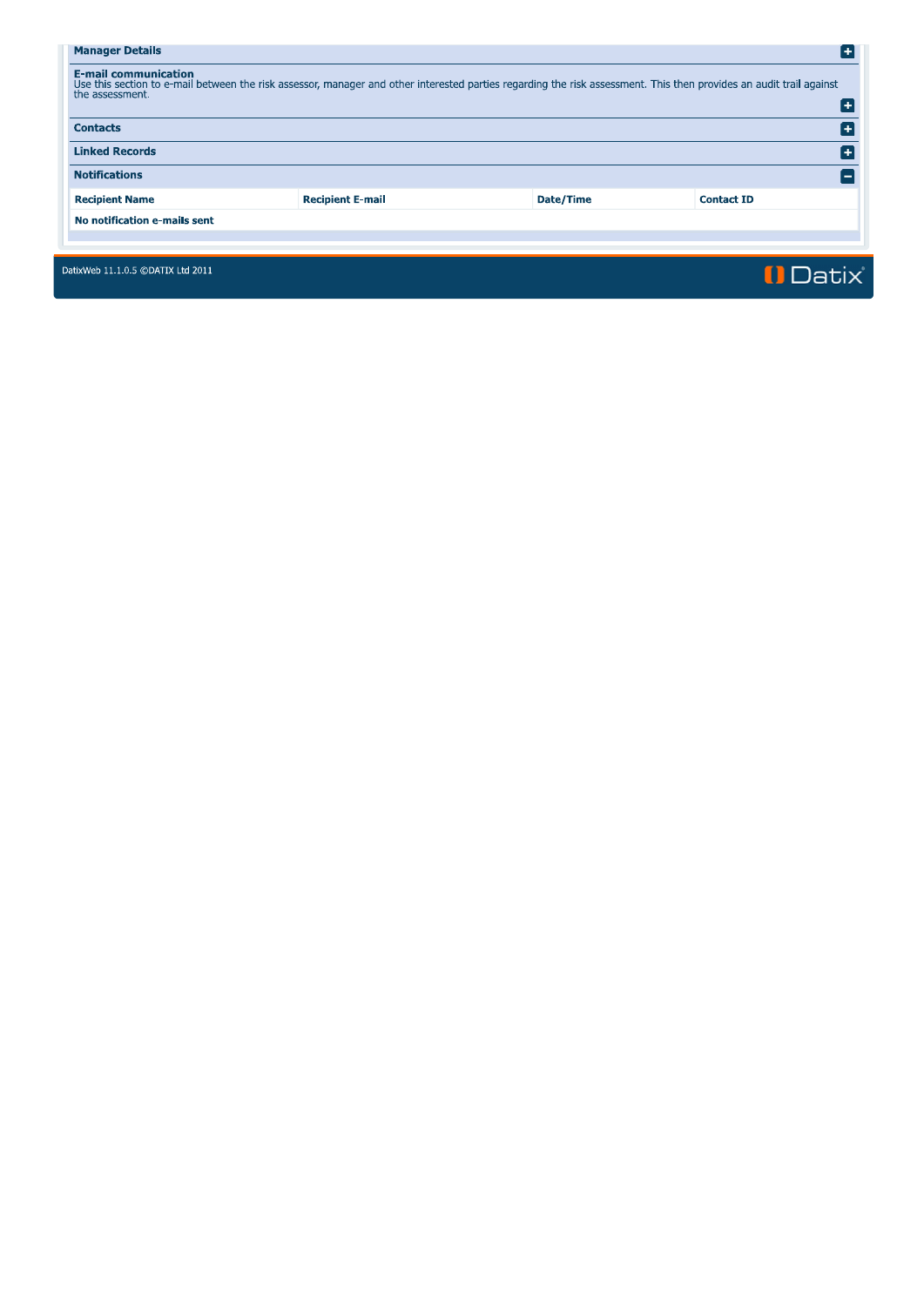**Manager Details**

**E-mail communication**
Use this section to e-mail between the risk assessor, manager and other interested parties regarding the risk assessment. This then provides an audit trail against the assessment.

**Contacts**

**Linked Records**

**Notifications**

| Recipient Name | Recipient E-mail | Date/Time | Contact ID |
|---|---|---|---|
| **No notification e-mails sent** | | | |

DatixWeb 11.1.0.5 ©DATIX Ltd 2011

Datix®